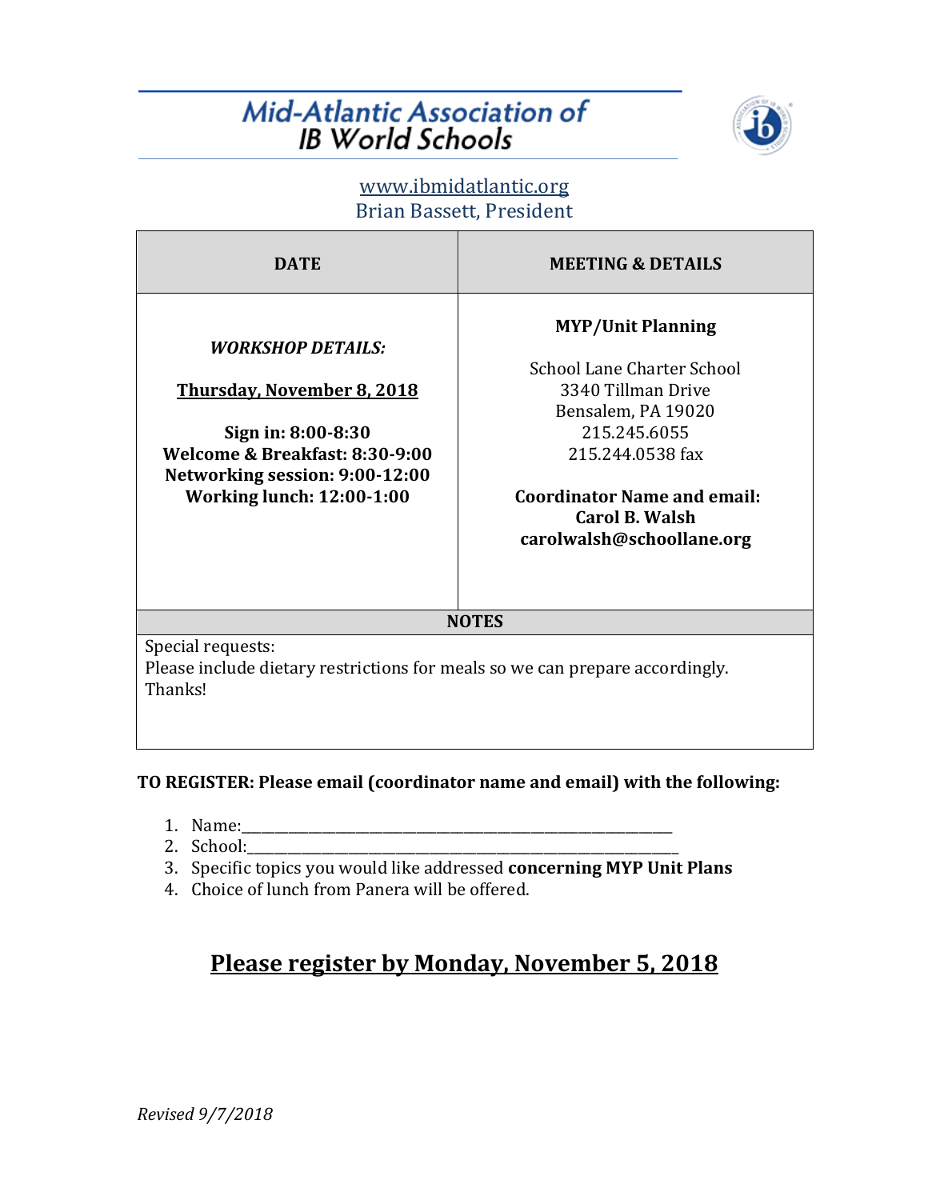# Mid-Atlantic Association of IB World Schools

www.ibmidatlantic.org
Brian Bassett, President

| DATE | MEETING & DETAILS |
|---|---|
| ***WORKSHOP DETAILS:*** <br><br> **Thursday, November 8, 2018** <br><br> **Sign in: 8:00-8:30** <br> **Welcome & Breakfast: 8:30-9:00** <br> **Networking session: 9:00-12:00** <br> **Working lunch: 12:00-1:00** | **MYP/Unit Planning** <br><br> School Lane Charter School <br> 3340 Tillman Drive <br> Bensalem, PA 19020 <br> 215.245.6055 <br> 215.244.0538 fax <br><br> **Coordinator Name and email:** <br> **Carol B. Walsh** <br> **carolwalsh@schoollane.org** |
| **NOTES** | |
| Special requests: <br> Please include dietary restrictions for meals so we can prepare accordingly. Thanks! | |

**TO REGISTER: Please email (coordinator name and email) with the following:**

1. Name:_______________________________________________________________
2. School:______________________________________________________________
3. Specific topics you would like addressed **concerning MYP Unit Plans**
4. Choice of lunch from Panera will be offered.

## Please register by Monday, November 5, 2018

*Revised 9/7/2018*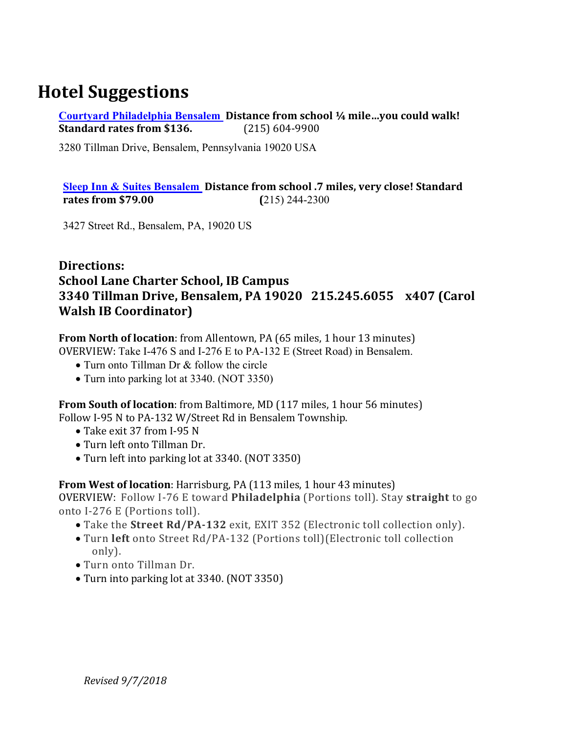# Hotel Suggestions

**Courtyard Philadelphia Bensalem** **Distance from school ¼ mile...you could walk! Standard rates from $136.** (215) 604-9900

3280 Tillman Drive, Bensalem, Pennsylvania 19020 USA

**Sleep Inn & Suites Bensalem** **Distance from school .7 miles, very close! Standard rates from $79.00** (215) 244-2300

3427 Street Rd., Bensalem, PA, 19020 US

### Directions:
### School Lane Charter School, IB Campus
### 3340 Tillman Drive, Bensalem, PA 19020 215.245.6055 x407 (Carol Walsh IB Coordinator)

**From North of location**: from Allentown, PA (65 miles, 1 hour 13 minutes)
OVERVIEW: Take I-476 S and I-276 E to PA-132 E (Street Road) in Bensalem.

- Turn onto Tillman Dr & follow the circle
- Turn into parking lot at 3340. (NOT 3350)

**From South of location**: from Baltimore, MD (117 miles, 1 hour 56 minutes)
Follow I-95 N to PA-132 W/Street Rd in Bensalem Township.

- Take exit 37 from I-95 N
- Turn left onto Tillman Dr.
- Turn left into parking lot at 3340. (NOT 3350)

**From West of location**: Harrisburg, PA (113 miles, 1 hour 43 minutes)
OVERVIEW: Follow I-76 E toward **Philadelphia** (Portions toll). Stay **straight** to go onto I-276 E (Portions toll).

- Take the **Street Rd/PA-132** exit, EXIT 352 (Electronic toll collection only).
- Turn **left** onto Street Rd/PA-132 (Portions toll)(Electronic toll collection only).
- Turn onto Tillman Dr.
- Turn into parking lot at 3340. (NOT 3350)

*Revised 9/7/2018*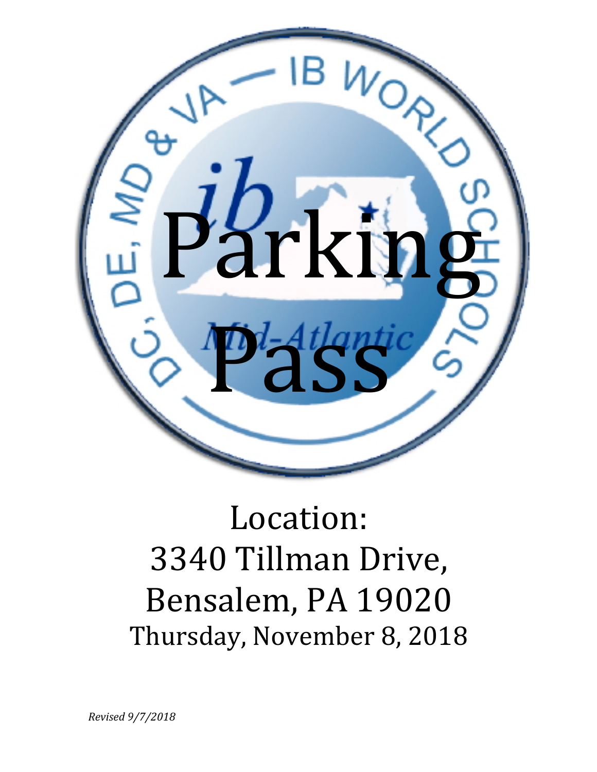# Parking Pass

Location:
3340 Tillman Drive,
Bensalem, PA 19020
Thursday, November 8, 2018

*Revised 9/7/2018*